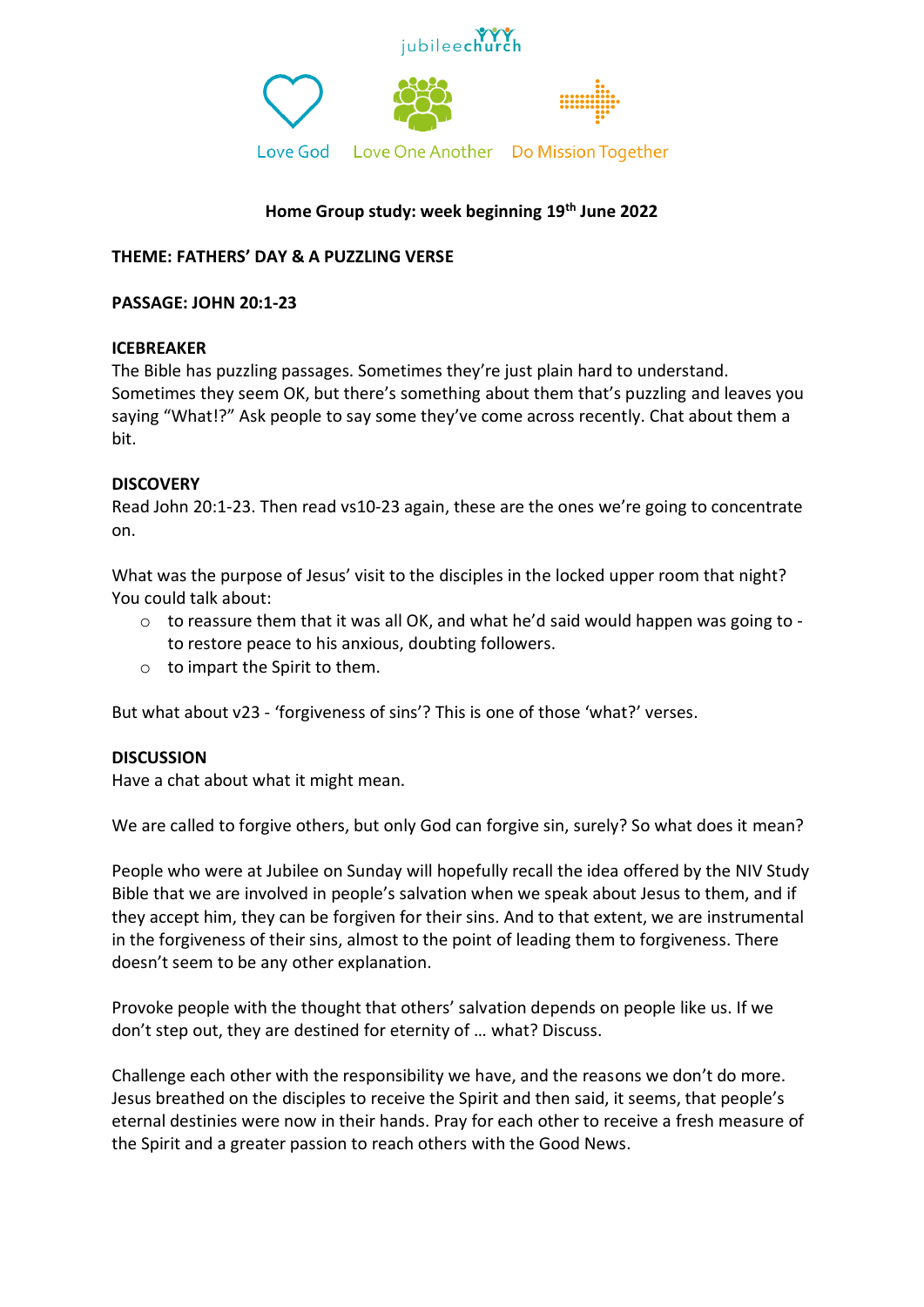jubileechurch

Love God    Love One Another    Do Mission Together

**Home Group study: week beginning 19th June 2022**

**THEME: FATHERS' DAY & A PUZZLING VERSE**

**PASSAGE: JOHN 20:1-23**

**ICEBREAKER**

The Bible has puzzling passages. Sometimes they're just plain hard to understand. Sometimes they seem OK, but there's something about them that's puzzling and leaves you saying "What!?" Ask people to say some they've come across recently. Chat about them a bit.

**DISCOVERY**

Read John 20:1-23. Then read vs10-23 again, these are the ones we're going to concentrate on.

What was the purpose of Jesus' visit to the disciples in the locked upper room that night? You could talk about:

- to reassure them that it was all OK, and what he'd said would happen was going to - to restore peace to his anxious, doubting followers.
- to impart the Spirit to them.

But what about v23 - 'forgiveness of sins'? This is one of those 'what?' verses.

**DISCUSSION**

Have a chat about what it might mean.

We are called to forgive others, but only God can forgive sin, surely? So what does it mean?

People who were at Jubilee on Sunday will hopefully recall the idea offered by the NIV Study Bible that we are involved in people's salvation when we speak about Jesus to them, and if they accept him, they can be forgiven for their sins. And to that extent, we are instrumental in the forgiveness of their sins, almost to the point of leading them to forgiveness. There doesn't seem to be any other explanation.

Provoke people with the thought that others' salvation depends on people like us. If we don't step out, they are destined for eternity of … what? Discuss.

Challenge each other with the responsibility we have, and the reasons we don't do more. Jesus breathed on the disciples to receive the Spirit and then said, it seems, that people's eternal destinies were now in their hands. Pray for each other to receive a fresh measure of the Spirit and a greater passion to reach others with the Good News.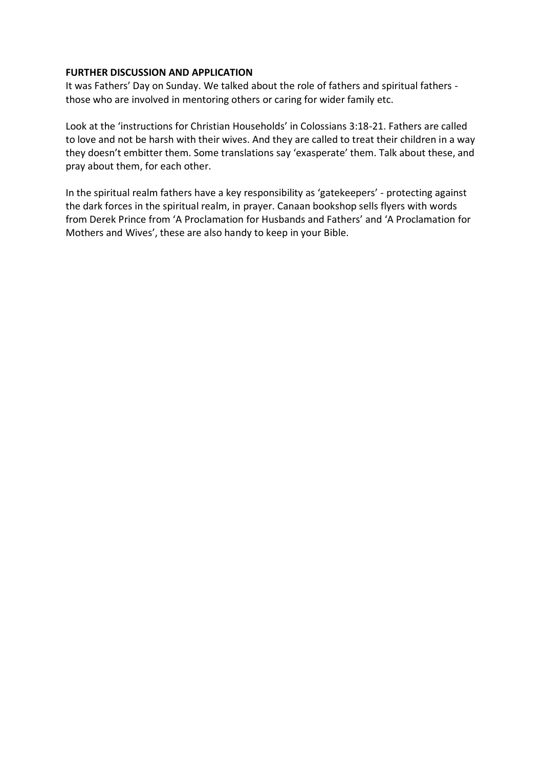**FURTHER DISCUSSION AND APPLICATION**

It was Fathers' Day on Sunday. We talked about the role of fathers and spiritual fathers - those who are involved in mentoring others or caring for wider family etc.

Look at the 'instructions for Christian Households' in Colossians 3:18-21. Fathers are called to love and not be harsh with their wives. And they are called to treat their children in a way they doesn't embitter them. Some translations say 'exasperate' them. Talk about these, and pray about them, for each other.

In the spiritual realm fathers have a key responsibility as 'gatekeepers' - protecting against the dark forces in the spiritual realm, in prayer. Canaan bookshop sells flyers with words from Derek Prince from 'A Proclamation for Husbands and Fathers' and 'A Proclamation for Mothers and Wives', these are also handy to keep in your Bible.